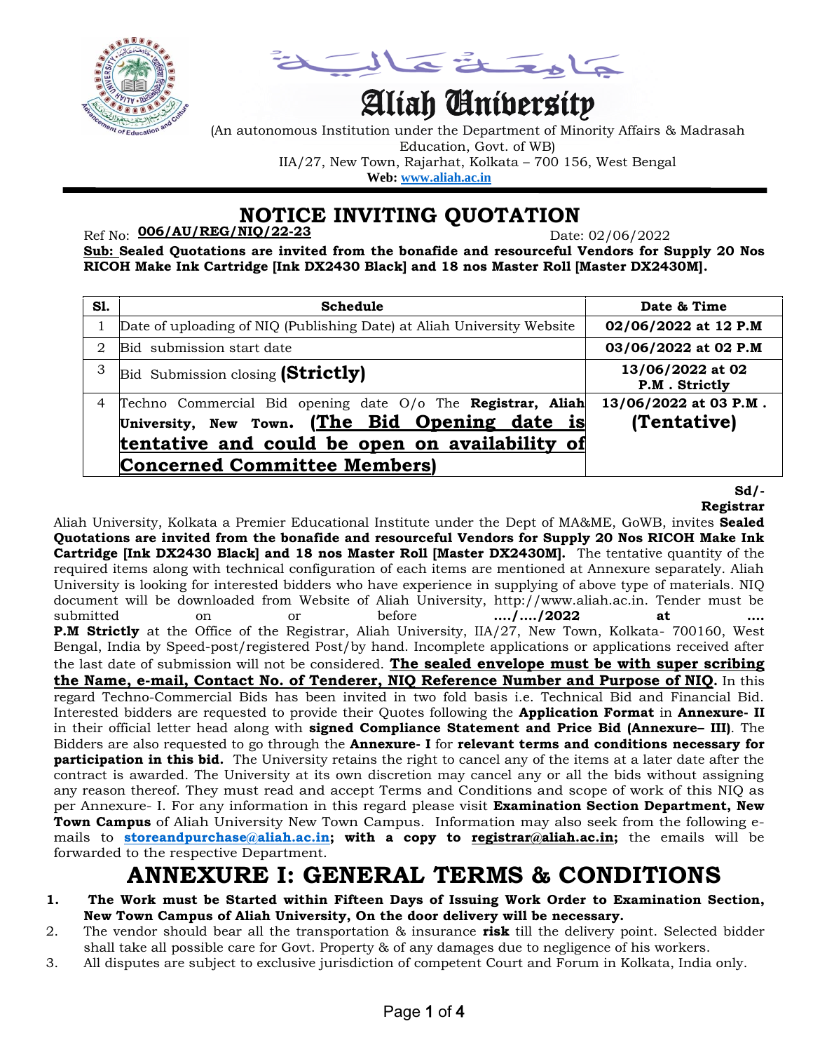جامعة عالية

# Aliah University

(An autonomous Institution under the Department of Minority Affairs & Madrasah Education, Govt. of WB)
IIA/27, New Town, Rajarhat, Kolkata – 700 156, West Bengal
**Web:** www.aliah.ac.in

# NOTICE INVITING QUOTATION

Ref No: **006/AU/REG/NIQ/22-23** Date: 02/06/2022

**Sub: Sealed Quotations are invited from the bonafide and resourceful Vendors for Supply 20 Nos RICOH Make Ink Cartridge [Ink DX2430 Black] and 18 nos Master Roll [Master DX2430M].**

| Sl. | Schedule | Date & Time |
|---|---|---|
| 1 | Date of uploading of NIQ (Publishing Date) at Aliah University Website | **02/06/2022 at 12 P.M** |
| 2 | Bid submission start date | **03/06/2022 at 02 P.M** |
| 3 | Bid Submission closing **(Strictly)** | **13/06/2022 at 02 P.M . Strictly** |
| 4 | Techno Commercial Bid opening date O/o The **Registrar, Aliah University, New Town. (The Bid Opening date is tentative and could be open on availability of Concerned Committee Members)** | **13/06/2022 at 03 P.M . (Tentative)** |

**Sd/-**
**Registrar**

Aliah University, Kolkata a Premier Educational Institute under the Dept of MA&ME, GoWB, invites **Sealed Quotations are invited from the bonafide and resourceful Vendors for Supply 20 Nos RICOH Make Ink Cartridge [Ink DX2430 Black] and 18 nos Master Roll [Master DX2430M].** The tentative quantity of the required items along with technical configuration of each items are mentioned at Annexure separately. Aliah University is looking for interested bidders who have experience in supplying of above type of materials. NIQ document will be downloaded from Website of Aliah University, http://www.aliah.ac.in. Tender must be submitted on or before **..../..../2022 at .... P.M Strictly** at the Office of the Registrar, Aliah University, IIA/27, New Town, Kolkata- 700160, West Bengal, India by Speed-post/registered Post/by hand. Incomplete applications or applications received after the last date of submission will not be considered. **The sealed envelope must be with super scribing the Name, e-mail, Contact No. of Tenderer, NIQ Reference Number and Purpose of NIQ.** In this regard Techno-Commercial Bids has been invited in two fold basis i.e. Technical Bid and Financial Bid. Interested bidders are requested to provide their Quotes following the **Application Format** in **Annexure- II** in their official letter head along with **signed Compliance Statement and Price Bid (Annexure– III)**. The Bidders are also requested to go through the **Annexure- I** for **relevant terms and conditions necessary for participation in this bid.** The University retains the right to cancel any of the items at a later date after the contract is awarded. The University at its own discretion may cancel any or all the bids without assigning any reason thereof. They must read and accept Terms and Conditions and scope of work of this NIQ as per Annexure- I. For any information in this regard please visit **Examination Section Department, New Town Campus** of Aliah University New Town Campus. Information may also seek from the following e-mails to **storeandpurchase@aliah.ac.in; with a copy to registrar@aliah.ac.in;** the emails will be forwarded to the respective Department.

# ANNEXURE I: GENERAL TERMS & CONDITIONS

1. **The Work must be Started within Fifteen Days of Issuing Work Order to Examination Section, New Town Campus of Aliah University, On the door delivery will be necessary.**
2. The vendor should bear all the transportation & insurance **risk** till the delivery point. Selected bidder shall take all possible care for Govt. Property & of any damages due to negligence of his workers.
3. All disputes are subject to exclusive jurisdiction of competent Court and Forum in Kolkata, India only.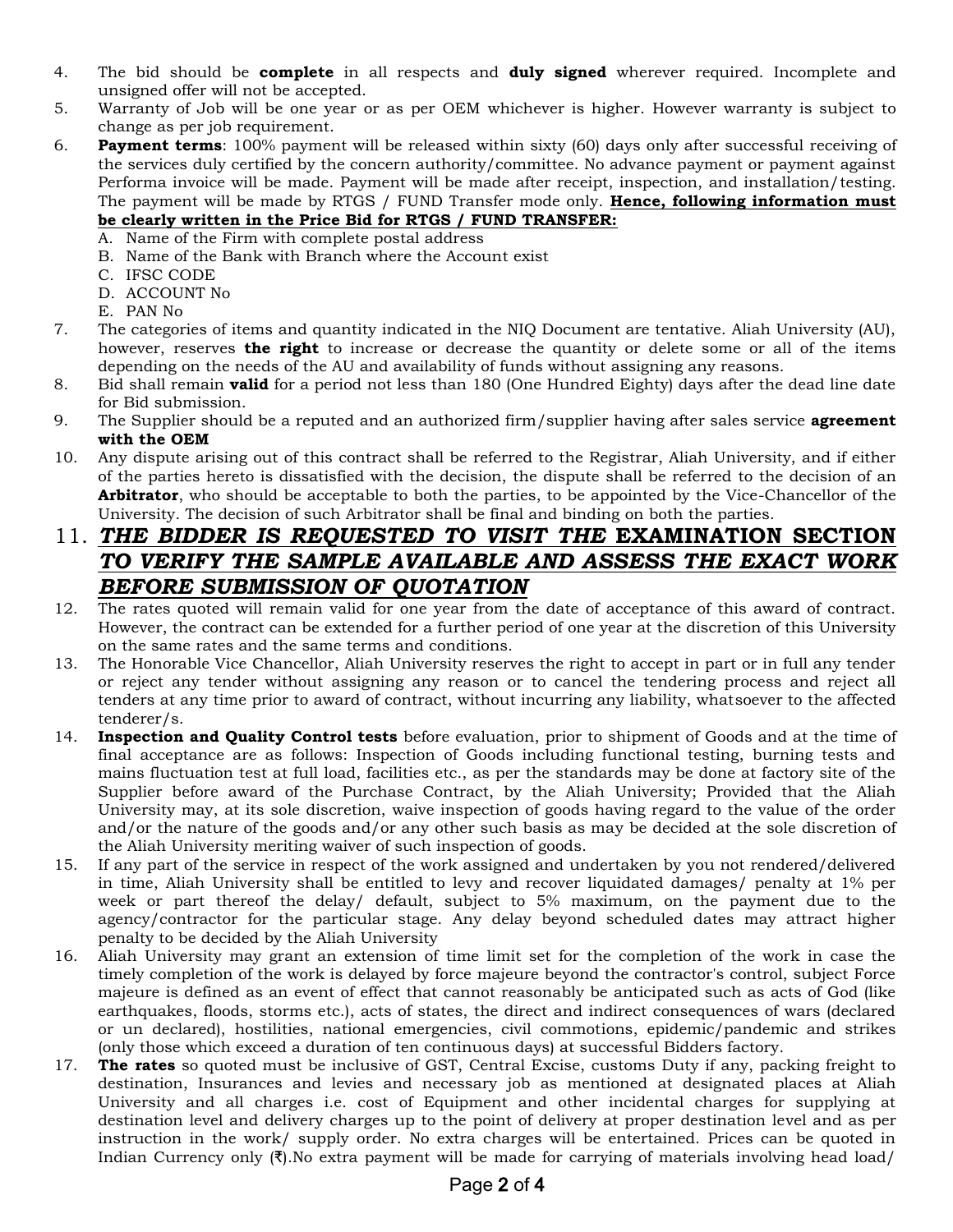4. The bid should be **complete** in all respects and **duly signed** wherever required. Incomplete and unsigned offer will not be accepted.
5. Warranty of Job will be one year or as per OEM whichever is higher. However warranty is subject to change as per job requirement.
6. **Payment terms**: 100% payment will be released within sixty (60) days only after successful receiving of the services duly certified by the concern authority/committee. No advance payment or payment against Performa invoice will be made. Payment will be made after receipt, inspection, and installation/testing. The payment will be made by RTGS / FUND Transfer mode only. **<u>Hence, following information must be clearly written in the Price Bid for RTGS / FUND TRANSFER:</u>**
   A. Name of the Firm with complete postal address
   B. Name of the Bank with Branch where the Account exist
   C. IFSC CODE
   D. ACCOUNT No
   E. PAN No
7. The categories of items and quantity indicated in the NIQ Document are tentative. Aliah University (AU), however, reserves **the right** to increase or decrease the quantity or delete some or all of the items depending on the needs of the AU and availability of funds without assigning any reasons.
8. Bid shall remain **valid** for a period not less than 180 (One Hundred Eighty) days after the dead line date for Bid submission.
9. The Supplier should be a reputed and an authorized firm/supplier having after sales service **agreement with the OEM**
10. Any dispute arising out of this contract shall be referred to the Registrar, Aliah University, and if either of the parties hereto is dissatisfied with the decision, the dispute shall be referred to the decision of an **Arbitrator**, who should be acceptable to both the parties, to be appointed by the Vice-Chancellor of the University. The decision of such Arbitrator shall be final and binding on both the parties.
11. ***<u>THE BIDDER IS REQUESTED TO VISIT THE</u>* <u>EXAMINATION SECTION</u> *<u>TO VERIFY THE SAMPLE AVAILABLE AND ASSESS THE EXACT WORK BEFORE SUBMISSION OF QUOTATION</u>***
12. The rates quoted will remain valid for one year from the date of acceptance of this award of contract. However, the contract can be extended for a further period of one year at the discretion of this University on the same rates and the same terms and conditions.
13. The Honorable Vice Chancellor, Aliah University reserves the right to accept in part or in full any tender or reject any tender without assigning any reason or to cancel the tendering process and reject all tenders at any time prior to award of contract, without incurring any liability, whatsoever to the affected tenderer/s.
14. **Inspection and Quality Control tests** before evaluation, prior to shipment of Goods and at the time of final acceptance are as follows: Inspection of Goods including functional testing, burning tests and mains fluctuation test at full load, facilities etc., as per the standards may be done at factory site of the Supplier before award of the Purchase Contract, by the Aliah University; Provided that the Aliah University may, at its sole discretion, waive inspection of goods having regard to the value of the order and/or the nature of the goods and/or any other such basis as may be decided at the sole discretion of the Aliah University meriting waiver of such inspection of goods.
15. If any part of the service in respect of the work assigned and undertaken by you not rendered/delivered in time, Aliah University shall be entitled to levy and recover liquidated damages/ penalty at 1% per week or part thereof the delay/ default, subject to 5% maximum, on the payment due to the agency/contractor for the particular stage. Any delay beyond scheduled dates may attract higher penalty to be decided by the Aliah University
16. Aliah University may grant an extension of time limit set for the completion of the work in case the timely completion of the work is delayed by force majeure beyond the contractor's control, subject Force majeure is defined as an event of effect that cannot reasonably be anticipated such as acts of God (like earthquakes, floods, storms etc.), acts of states, the direct and indirect consequences of wars (declared or un declared), hostilities, national emergencies, civil commotions, epidemic/pandemic and strikes (only those which exceed a duration of ten continuous days) at successful Bidders factory.
17. **The rates** so quoted must be inclusive of GST, Central Excise, customs Duty if any, packing freight to destination, Insurances and levies and necessary job as mentioned at designated places at Aliah University and all charges i.e. cost of Equipment and other incidental charges for supplying at destination level and delivery charges up to the point of delivery at proper destination level and as per instruction in the work/ supply order. No extra charges will be entertained. Prices can be quoted in Indian Currency only (₹).No extra payment will be made for carrying of materials involving head load/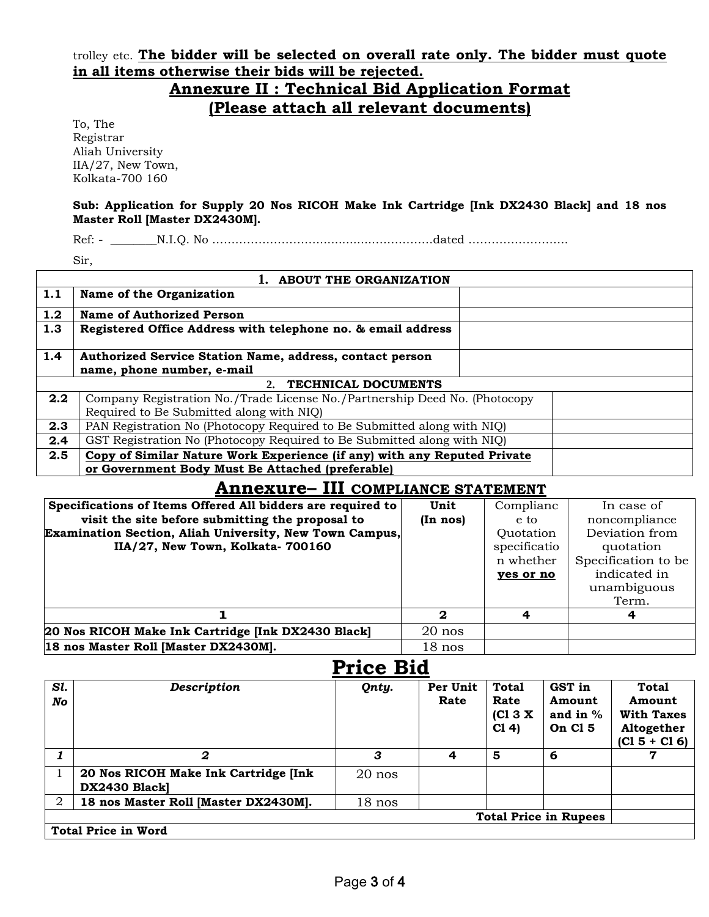trolley etc. **The bidder will be selected on overall rate only. The bidder must quote in all items otherwise their bids will be rejected.**

## Annexure II : Technical Bid Application Format
## (Please attach all relevant documents)

To, The
Registrar
Aliah University
IIA/27, New Town,
Kolkata-700 160

**Sub: Application for Supply 20 Nos RICOH Make Ink Cartridge [Ink DX2430 Black] and 18 nos Master Roll [Master DX2430M].**

Ref: - ________N.I.Q. No ………………………………………………….dated ……………………..

Sir,

| | **1. ABOUT THE ORGANIZATION** | |
|---|---|---|
| **1.1** | **Name of the Organization** | |
| **1.2** | **Name of Authorized Person** | |
| **1.3** | **Registered Office Address with telephone no. & email address** | |
| **1.4** | **Authorized Service Station Name, address, contact person name, phone number, e-mail** | |
| | **2. TECHNICAL DOCUMENTS** | |
| **2.2** | Company Registration No./Trade License No./Partnership Deed No. (Photocopy Required to Be Submitted along with NIQ) | |
| **2.3** | PAN Registration No (Photocopy Required to Be Submitted along with NIQ) | |
| **2.4** | GST Registration No (Photocopy Required to Be Submitted along with NIQ) | |
| **2.5** | **Copy of Similar Nature Work Experience (if any) with any Reputed Private or Government Body Must Be Attached (preferable)** | |

## Annexure– III COMPLIANCE STATEMENT

| **Specifications of Items Offered All bidders are required to visit the site before submitting the proposal to Examination Section, Aliah University, New Town Campus, IIA/27, New Town, Kolkata- 700160** | **Unit (In nos)** | Compliance to Quotation specification whether **yes or no** | In case of noncompliance Deviation from quotation Specification to be indicated in unambiguous Term. |
|---|---|---|---|
| **1** | **2** | **4** | **4** |
| **20 Nos RICOH Make Ink Cartridge [Ink DX2430 Black]** | 20 nos | | |
| **18 nos Master Roll [Master DX2430M].** | 18 nos | | |

## Price Bid

| ***Sl. No*** | ***Description*** | ***Qnty.*** | **Per Unit Rate** | **Total Rate (Cl 3 X Cl 4)** | **GST in Amount and in % On Cl 5** | **Total Amount With Taxes Altogether (Cl 5 + Cl 6)** |
|---|---|---|---|---|---|---|
| ***1*** | ***2*** | ***3*** | **4** | **5** | **6** | **7** |
| 1 | **20 Nos RICOH Make Ink Cartridge [Ink DX2430 Black]** | 20 nos | | | | |
| 2 | **18 nos Master Roll [Master DX2430M].** | 18 nos | | | | |
| | | | | | **Total Price in Rupees** | |
| **Total Price in Word** | | | | | | |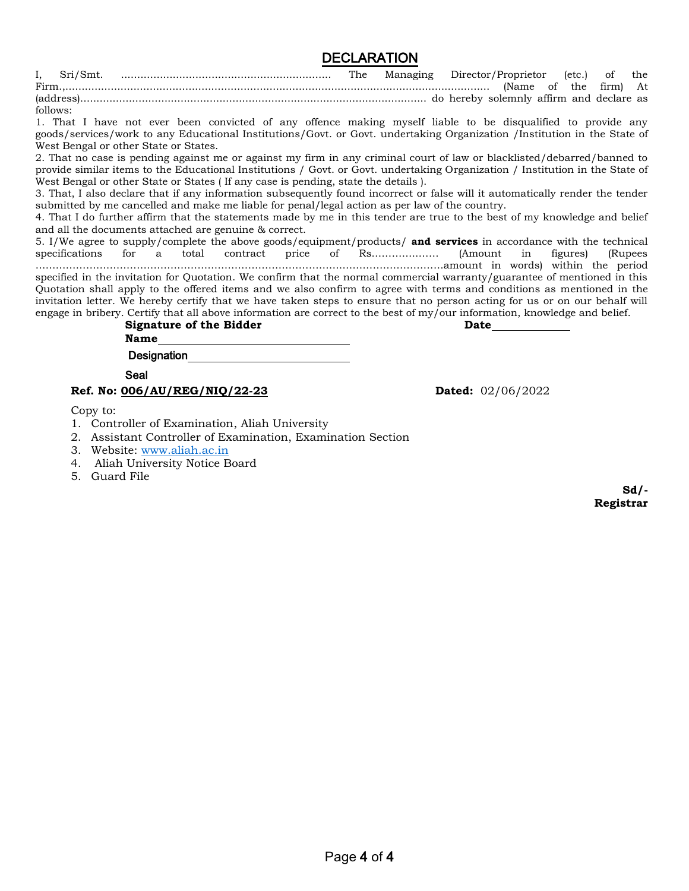## DECLARATION

I, Sri/Smt. ................................................................ The Managing Director/Proprietor (etc.) of the Firm.,.................................................................................................................................. (Name of the firm) At (address).......................................................................................................... do hereby solemnly affirm and declare as follows:

1. That I have not ever been convicted of any offence making myself liable to be disqualified to provide any goods/services/work to any Educational Institutions/Govt. or Govt. undertaking Organization /Institution in the State of West Bengal or other State or States.
2. That no case is pending against me or against my firm in any criminal court of law or blacklisted/debarred/banned to provide similar items to the Educational Institutions / Govt. or Govt. undertaking Organization / Institution in the State of West Bengal or other State or States ( If any case is pending, state the details ).
3. That, I also declare that if any information subsequently found incorrect or false will it automatically render the tender submitted by me cancelled and make me liable for penal/legal action as per law of the country.
4. That I do further affirm that the statements made by me in this tender are true to the best of my knowledge and belief and all the documents attached are genuine & correct.
5. I/We agree to supply/complete the above goods/equipment/products/ **and services** in accordance with the technical specifications for a total contract price of Rs.................... (Amount in figures) (Rupees ..........................................................................................................................amount in words) within the period specified in the invitation for Quotation. We confirm that the normal commercial warranty/guarantee of mentioned in this Quotation shall apply to the offered items and we also confirm to agree with terms and conditions as mentioned in the invitation letter. We hereby certify that we have taken steps to ensure that no person acting for us or on our behalf will engage in bribery. Certify that all above information are correct to the best of my/our information, knowledge and belief.

**Signature of the Bidder** **Date** ____________

**Name** ________________________________

Designation ____________________________

Seal

**Ref. No: 006/AU/REG/NIQ/22-23** **Dated:** 02/06/2022

Copy to:

1. Controller of Examination, Aliah University
2. Assistant Controller of Examination, Examination Section
3. Website: www.aliah.ac.in
4. Aliah University Notice Board
5. Guard File

**Sd/-**
**Registrar**